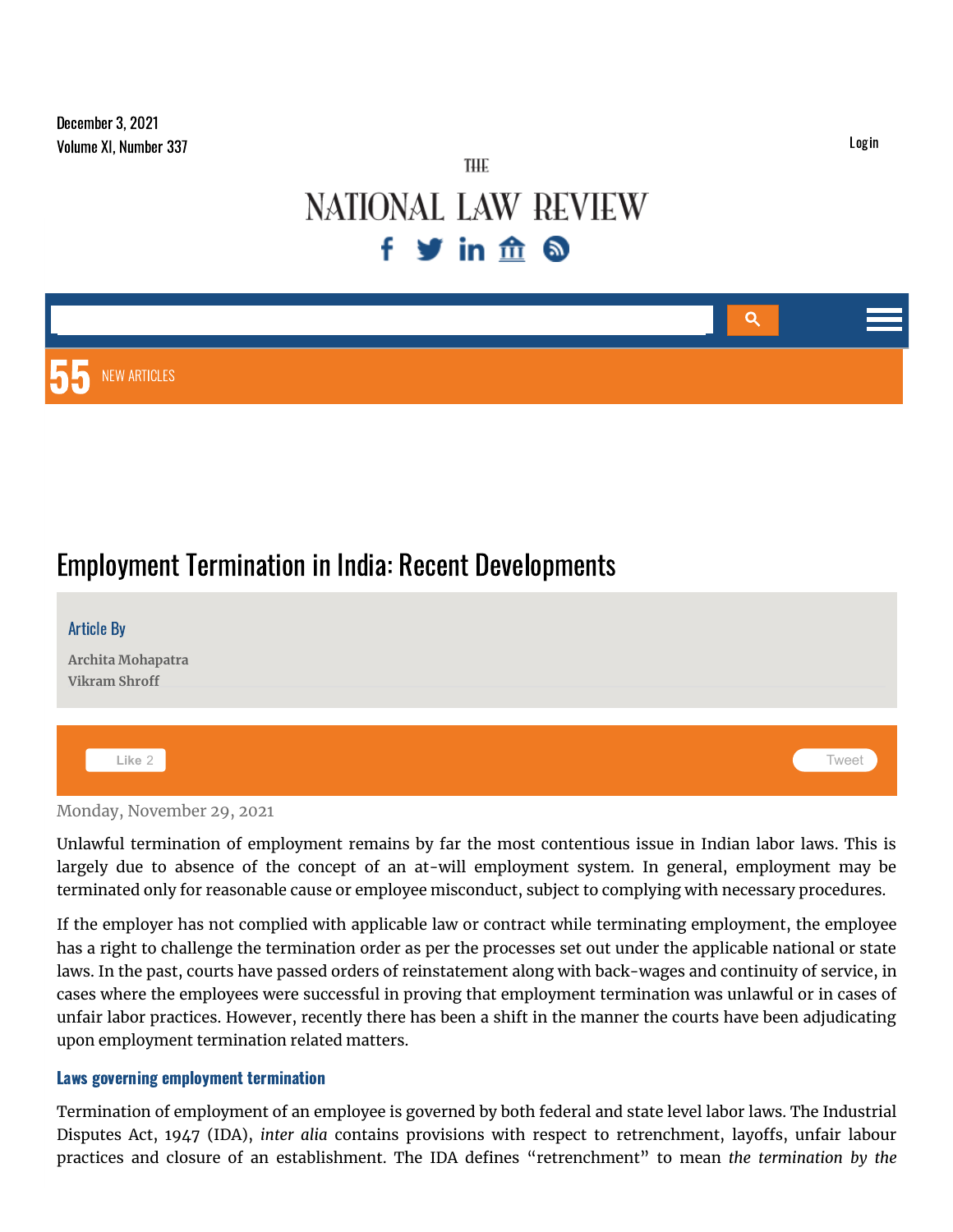# Employment Termination in India: Recent Developments

**Article By**

Archita Mohapatra
Vikram Shroff

Monday, November 29, 2021

Unlawful termination of employment remains by far the most contentious issue in Indian labor laws. This is largely due to absence of the concept of an at-will employment system. In general, employment may be terminated only for reasonable cause or employee misconduct, subject to complying with necessary procedures.

If the employer has not complied with applicable law or contract while terminating employment, the employee has a right to challenge the termination order as per the processes set out under the applicable national or state laws. In the past, courts have passed orders of reinstatement along with back-wages and continuity of service, in cases where the employees were successful in proving that employment termination was unlawful or in cases of unfair labor practices. However, recently there has been a shift in the manner the courts have been adjudicating upon employment termination related matters.

## Laws governing employment termination

Termination of employment of an employee is governed by both federal and state level labor laws. The Industrial Disputes Act, 1947 (IDA), *inter alia* contains provisions with respect to retrenchment, layoffs, unfair labour practices and closure of an establishment. The IDA defines "retrenchment" to mean *the termination by the*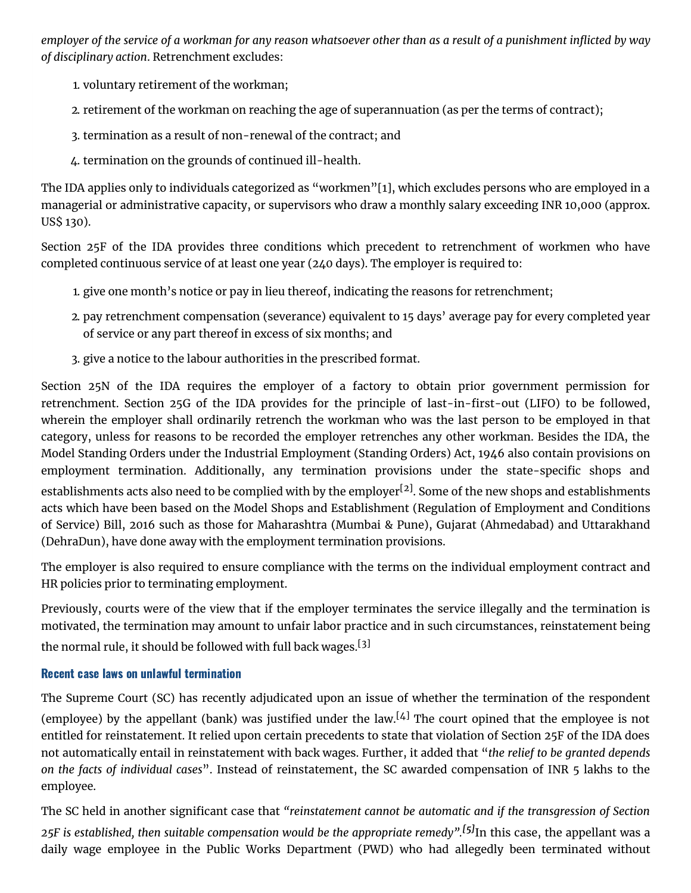*employer of the service of a workman for any reason whatsoever other than as a result of a punishment inflicted by way of disciplinary action*. Retrenchment excludes:

1. voluntary retirement of the workman;
2. retirement of the workman on reaching the age of superannuation (as per the terms of contract);
3. termination as a result of non-renewal of the contract; and
4. termination on the grounds of continued ill-health.

The IDA applies only to individuals categorized as "workmen"[1], which excludes persons who are employed in a managerial or administrative capacity, or supervisors who draw a monthly salary exceeding INR 10,000 (approx. US$ 130).

Section 25F of the IDA provides three conditions which precedent to retrenchment of workmen who have completed continuous service of at least one year (240 days). The employer is required to:

1. give one month's notice or pay in lieu thereof, indicating the reasons for retrenchment;
2. pay retrenchment compensation (severance) equivalent to 15 days' average pay for every completed year of service or any part thereof in excess of six months; and
3. give a notice to the labour authorities in the prescribed format.

Section 25N of the IDA requires the employer of a factory to obtain prior government permission for retrenchment. Section 25G of the IDA provides for the principle of last-in-first-out (LIFO) to be followed, wherein the employer shall ordinarily retrench the workman who was the last person to be employed in that category, unless for reasons to be recorded the employer retrenches any other workman. Besides the IDA, the Model Standing Orders under the Industrial Employment (Standing Orders) Act, 1946 also contain provisions on employment termination. Additionally, any termination provisions under the state-specific shops and establishments acts also need to be complied with by the employer[2]. Some of the new shops and establishments acts which have been based on the Model Shops and Establishment (Regulation of Employment and Conditions of Service) Bill, 2016 such as those for Maharashtra (Mumbai & Pune), Gujarat (Ahmedabad) and Uttarakhand (DehraDun), have done away with the employment termination provisions.

The employer is also required to ensure compliance with the terms on the individual employment contract and HR policies prior to terminating employment.

Previously, courts were of the view that if the employer terminates the service illegally and the termination is motivated, the termination may amount to unfair labor practice and in such circumstances, reinstatement being the normal rule, it should be followed with full back wages.[3]

### Recent case laws on unlawful termination

The Supreme Court (SC) has recently adjudicated upon an issue of whether the termination of the respondent (employee) by the appellant (bank) was justified under the law.[4] The court opined that the employee is not entitled for reinstatement. It relied upon certain precedents to state that violation of Section 25F of the IDA does not automatically entail in reinstatement with back wages. Further, it added that "*the relief to be granted depends on the facts of individual cases*". Instead of reinstatement, the SC awarded compensation of INR 5 lakhs to the employee.

The SC held in another significant case that *"reinstatement cannot be automatic and if the transgression of Section 25F is established, then suitable compensation would be the appropriate remedy".[5]* In this case, the appellant was a daily wage employee in the Public Works Department (PWD) who had allegedly been terminated without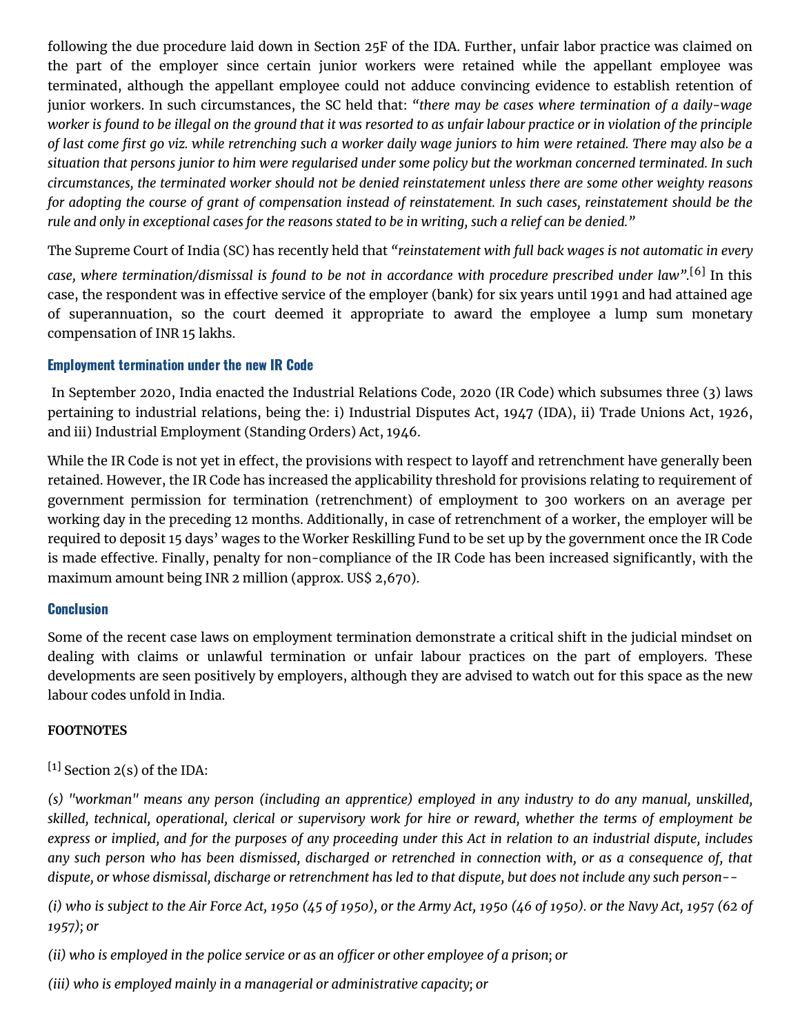following the due procedure laid down in Section 25F of the IDA. Further, unfair labor practice was claimed on the part of the employer since certain junior workers were retained while the appellant employee was terminated, although the appellant employee could not adduce convincing evidence to establish retention of junior workers. In such circumstances, the SC held that: *"there may be cases where termination of a daily-wage worker is found to be illegal on the ground that it was resorted to as unfair labour practice or in violation of the principle of last come first go viz. while retrenching such a worker daily wage juniors to him were retained. There may also be a situation that persons junior to him were regularised under some policy but the workman concerned terminated. In such circumstances, the terminated worker should not be denied reinstatement unless there are some other weighty reasons for adopting the course of grant of compensation instead of reinstatement. In such cases, reinstatement should be the rule and only in exceptional cases for the reasons stated to be in writing, such a relief can be denied."*

The Supreme Court of India (SC) has recently held that *"reinstatement with full back wages is not automatic in every case, where termination/dismissal is found to be not in accordance with procedure prescribed under law".*[6] In this case, the respondent was in effective service of the employer (bank) for six years until 1991 and had attained age of superannuation, so the court deemed it appropriate to award the employee a lump sum monetary compensation of INR 15 lakhs.

### Employment termination under the new IR Code

In September 2020, India enacted the Industrial Relations Code, 2020 (IR Code) which subsumes three (3) laws pertaining to industrial relations, being the: i) Industrial Disputes Act, 1947 (IDA), ii) Trade Unions Act, 1926, and iii) Industrial Employment (Standing Orders) Act, 1946.

While the IR Code is not yet in effect, the provisions with respect to layoff and retrenchment have generally been retained. However, the IR Code has increased the applicability threshold for provisions relating to requirement of government permission for termination (retrenchment) of employment to 300 workers on an average per working day in the preceding 12 months. Additionally, in case of retrenchment of a worker, the employer will be required to deposit 15 days' wages to the Worker Reskilling Fund to be set up by the government once the IR Code is made effective. Finally, penalty for non-compliance of the IR Code has been increased significantly, with the maximum amount being INR 2 million (approx. US$ 2,670).

### Conclusion

Some of the recent case laws on employment termination demonstrate a critical shift in the judicial mindset on dealing with claims or unlawful termination or unfair labour practices on the part of employers. These developments are seen positively by employers, although they are advised to watch out for this space as the new labour codes unfold in India.

**FOOTNOTES**

[1] Section 2(s) of the IDA:

*(s) "workman" means any person (including an apprentice) employed in any industry to do any manual, unskilled, skilled, technical, operational, clerical or supervisory work for hire or reward, whether the terms of employment be express or implied, and for the purposes of any proceeding under this Act in relation to an industrial dispute, includes any such person who has been dismissed, discharged or retrenched in connection with, or as a consequence of, that dispute, or whose dismissal, discharge or retrenchment has led to that dispute, but does not include any such person--*

*(i) who is subject to the Air Force Act, 1950 (45 of 1950), or the Army Act, 1950 (46 of 1950). or the Navy Act, 1957 (62 of 1957); or*

*(ii) who is employed in the police service or as an officer or other employee of a prison; or*

*(iii) who is employed mainly in a managerial or administrative capacity; or*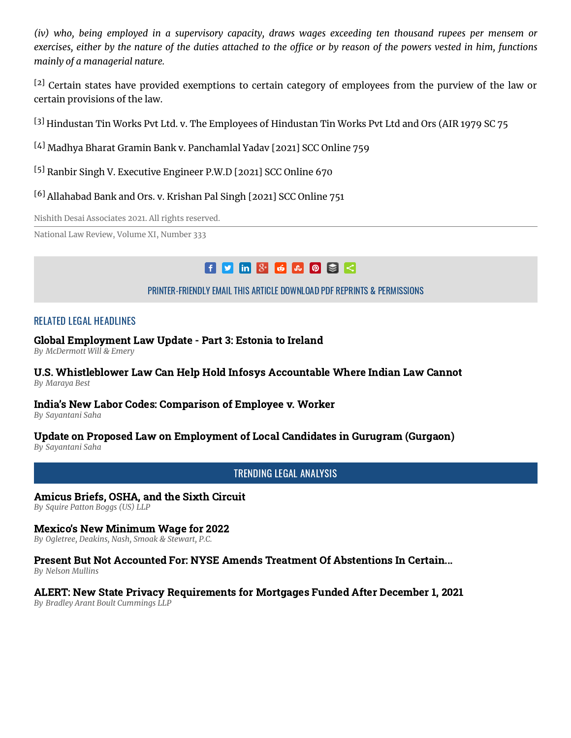*(iv) who, being employed in a supervisory capacity, draws wages exceeding ten thousand rupees per mensem or exercises, either by the nature of the duties attached to the office or by reason of the powers vested in him, functions mainly of a managerial nature.*

[2] Certain states have provided exemptions to certain category of employees from the purview of the law or certain provisions of the law.

[3] Hindustan Tin Works Pvt Ltd. v. The Employees of Hindustan Tin Works Pvt Ltd and Ors (AIR 1979 SC 75

[4] Madhya Bharat Gramin Bank v. Panchamlal Yadav [2021] SCC Online 759

[5] Ranbir Singh V. Executive Engineer P.W.D [2021] SCC Online 670

[6] Allahabad Bank and Ors. v. Krishan Pal Singh [2021] SCC Online 751

Nishith Desai Associates 2021. All rights reserved.

National Law Review, Volume XI, Number 333

PRINTER-FRIENDLY EMAIL THIS ARTICLE DOWNLOAD PDF REPRINTS & PERMISSIONS

## RELATED LEGAL HEADLINES

**Global Employment Law Update - Part 3: Estonia to Ireland**
*By McDermott Will & Emery*

**U.S. Whistleblower Law Can Help Hold Infosys Accountable Where Indian Law Cannot**
*By Maraya Best*

**India's New Labor Codes: Comparison of Employee v. Worker**
*By Sayantani Saha*

**Update on Proposed Law on Employment of Local Candidates in Gurugram (Gurgaon)**
*By Sayantani Saha*

## TRENDING LEGAL ANALYSIS

**Amicus Briefs, OSHA, and the Sixth Circuit**
*By Squire Patton Boggs (US) LLP*

**Mexico's New Minimum Wage for 2022**
*By Ogletree, Deakins, Nash, Smoak & Stewart, P.C.*

**Present But Not Accounted For: NYSE Amends Treatment Of Abstentions In Certain...**
*By Nelson Mullins*

**ALERT: New State Privacy Requirements for Mortgages Funded After December 1, 2021**
*By Bradley Arant Boult Cummings LLP*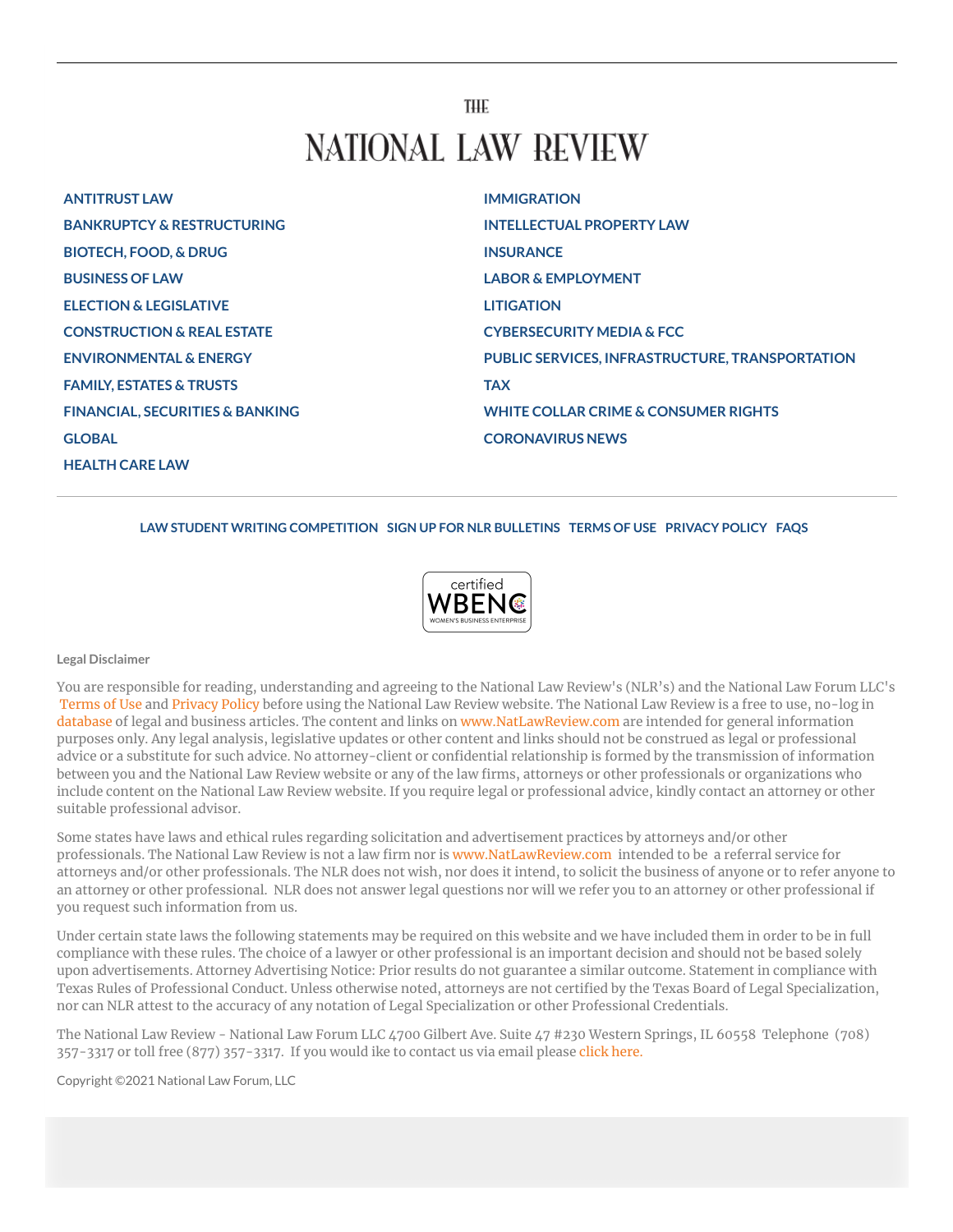# THE NATIONAL LAW REVIEW

- ANTITRUST LAW
- BANKRUPTCY & RESTRUCTURING
- BIOTECH, FOOD, & DRUG
- BUSINESS OF LAW
- ELECTION & LEGISLATIVE
- CONSTRUCTION & REAL ESTATE
- ENVIRONMENTAL & ENERGY
- FAMILY, ESTATES & TRUSTS
- FINANCIAL, SECURITIES & BANKING
- GLOBAL
- HEALTH CARE LAW
- IMMIGRATION
- INTELLECTUAL PROPERTY LAW
- INSURANCE
- LABOR & EMPLOYMENT
- LITIGATION
- CYBERSECURITY MEDIA & FCC
- PUBLIC SERVICES, INFRASTRUCTURE, TRANSPORTATION
- TAX
- WHITE COLLAR CRIME & CONSUMER RIGHTS
- CORONAVIRUS NEWS

LAW STUDENT WRITING COMPETITION SIGN UP FOR NLR BULLETINS TERMS OF USE PRIVACY POLICY FAQS

certified WBENC WOMEN'S BUSINESS ENTERPRISE

**Legal Disclaimer**

You are responsible for reading, understanding and agreeing to the National Law Review's (NLR's) and the National Law Forum LLC's Terms of Use and Privacy Policy before using the National Law Review website. The National Law Review is a free to use, no-log in database of legal and business articles. The content and links on www.NatLawReview.com are intended for general information purposes only. Any legal analysis, legislative updates or other content and links should not be construed as legal or professional advice or a substitute for such advice. No attorney-client or confidential relationship is formed by the transmission of information between you and the National Law Review website or any of the law firms, attorneys or other professionals or organizations who include content on the National Law Review website. If you require legal or professional advice, kindly contact an attorney or other suitable professional advisor.

Some states have laws and ethical rules regarding solicitation and advertisement practices by attorneys and/or other professionals. The National Law Review is not a law firm nor is www.NatLawReview.com intended to be a referral service for attorneys and/or other professionals. The NLR does not wish, nor does it intend, to solicit the business of anyone or to refer anyone to an attorney or other professional. NLR does not answer legal questions nor will we refer you to an attorney or other professional if you request such information from us.

Under certain state laws the following statements may be required on this website and we have included them in order to be in full compliance with these rules. The choice of a lawyer or other professional is an important decision and should not be based solely upon advertisements. Attorney Advertising Notice: Prior results do not guarantee a similar outcome. Statement in compliance with Texas Rules of Professional Conduct. Unless otherwise noted, attorneys are not certified by the Texas Board of Legal Specialization, nor can NLR attest to the accuracy of any notation of Legal Specialization or other Professional Credentials.

The National Law Review - National Law Forum LLC 4700 Gilbert Ave. Suite 47 #230 Western Springs, IL 60558 Telephone (708) 357-3317 or toll free (877) 357-3317. If you would ike to contact us via email please click here.

Copyright ©2021 National Law Forum, LLC